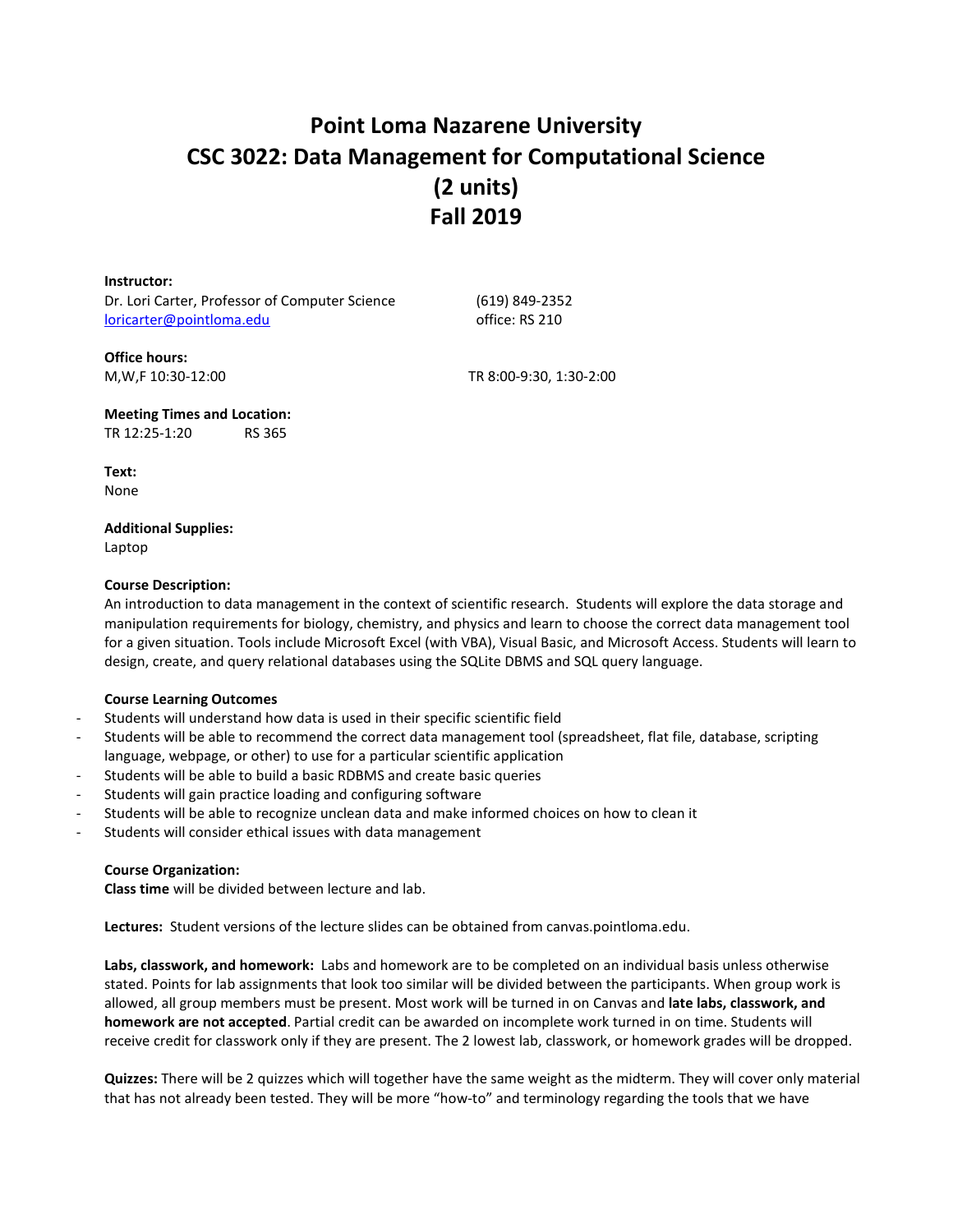# Point Loma Nazarene University
# CSC 3022: Data Management for Computational Science
# (2 units)
# Fall 2019

**Instructor:**
Dr. Lori Carter, Professor of Computer Science
loricarter@pointloma.edu
(619) 849-2352
office: RS 210

**Office hours:**
M,W,F 10:30-12:00
TR 8:00-9:30, 1:30-2:00

**Meeting Times and Location:**
TR 12:25-1:20 RS 365

**Text:**
None

**Additional Supplies:**
Laptop

**Course Description:**
An introduction to data management in the context of scientific research. Students will explore the data storage and manipulation requirements for biology, chemistry, and physics and learn to choose the correct data management tool for a given situation. Tools include Microsoft Excel (with VBA), Visual Basic, and Microsoft Access. Students will learn to design, create, and query relational databases using the SQLite DBMS and SQL query language.

**Course Learning Outcomes**

- Students will understand how data is used in their specific scientific field
- Students will be able to recommend the correct data management tool (spreadsheet, flat file, database, scripting language, webpage, or other) to use for a particular scientific application
- Students will be able to build a basic RDBMS and create basic queries
- Students will gain practice loading and configuring software
- Students will be able to recognize unclean data and make informed choices on how to clean it
- Students will consider ethical issues with data management

**Course Organization:**
**Class time** will be divided between lecture and lab.

**Lectures:** Student versions of the lecture slides can be obtained from canvas.pointloma.edu.

**Labs, classwork, and homework:** Labs and homework are to be completed on an individual basis unless otherwise stated. Points for lab assignments that look too similar will be divided between the participants. When group work is allowed, all group members must be present. Most work will be turned in on Canvas and **late labs, classwork, and homework are not accepted**. Partial credit can be awarded on incomplete work turned in on time. Students will receive credit for classwork only if they are present. The 2 lowest lab, classwork, or homework grades will be dropped.

**Quizzes:** There will be 2 quizzes which will together have the same weight as the midterm. They will cover only material that has not already been tested. They will be more "how-to" and terminology regarding the tools that we have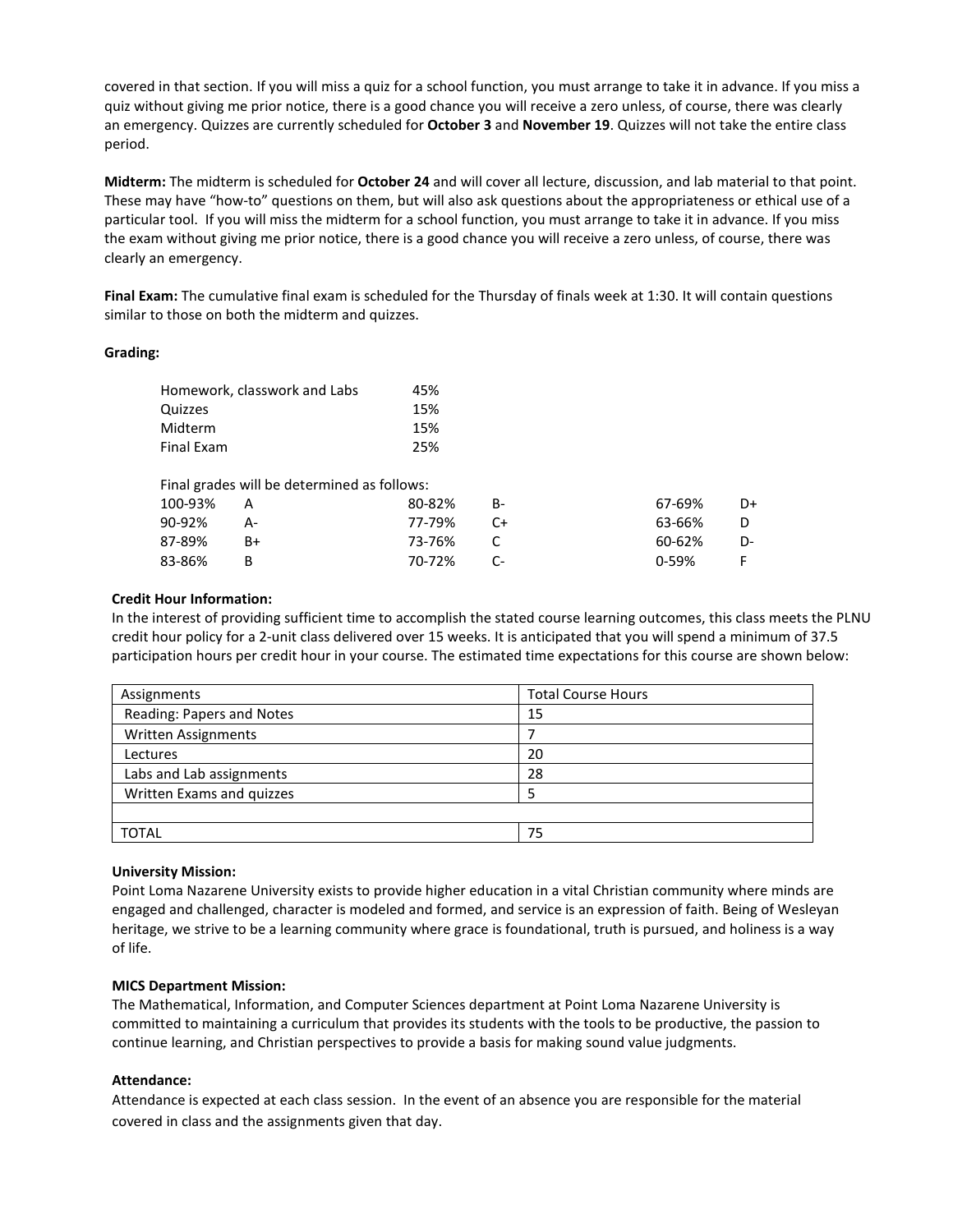covered in that section. If you will miss a quiz for a school function, you must arrange to take it in advance. If you miss a quiz without giving me prior notice, there is a good chance you will receive a zero unless, of course, there was clearly an emergency. Quizzes are currently scheduled for **October 3** and **November 19**. Quizzes will not take the entire class period.

**Midterm:** The midterm is scheduled for **October 24** and will cover all lecture, discussion, and lab material to that point. These may have "how-to" questions on them, but will also ask questions about the appropriateness or ethical use of a particular tool. If you will miss the midterm for a school function, you must arrange to take it in advance. If you miss the exam without giving me prior notice, there is a good chance you will receive a zero unless, of course, there was clearly an emergency.

**Final Exam:** The cumulative final exam is scheduled for the Thursday of finals week at 1:30. It will contain questions similar to those on both the midterm and quizzes.

**Grading:**

| Component | Weight |
|---|---|
| Homework, classwork and Labs | 45% |
| Quizzes | 15% |
| Midterm | 15% |
| Final Exam | 25% |

Final grades will be determined as follows:

| Range | Grade | Range | Grade | Range | Grade |
|---|---|---|---|---|---|
| 100-93% | A | 80-82% | B- | 67-69% | D+ |
| 90-92% | A- | 77-79% | C+ | 63-66% | D |
| 87-89% | B+ | 73-76% | C | 60-62% | D- |
| 83-86% | B | 70-72% | C- | 0-59% | F |

**Credit Hour Information:**

In the interest of providing sufficient time to accomplish the stated course learning outcomes, this class meets the PLNU credit hour policy for a 2-unit class delivered over 15 weeks. It is anticipated that you will spend a minimum of 37.5 participation hours per credit hour in your course. The estimated time expectations for this course are shown below:

| Assignments | Total Course Hours |
|---|---|
| Reading: Papers and Notes | 15 |
| Written Assignments | 7 |
| Lectures | 20 |
| Labs and Lab assignments | 28 |
| Written Exams and quizzes | 5 |
| | |
| TOTAL | 75 |

**University Mission:**

Point Loma Nazarene University exists to provide higher education in a vital Christian community where minds are engaged and challenged, character is modeled and formed, and service is an expression of faith. Being of Wesleyan heritage, we strive to be a learning community where grace is foundational, truth is pursued, and holiness is a way of life.

**MICS Department Mission:**

The Mathematical, Information, and Computer Sciences department at Point Loma Nazarene University is committed to maintaining a curriculum that provides its students with the tools to be productive, the passion to continue learning, and Christian perspectives to provide a basis for making sound value judgments.

**Attendance:**

Attendance is expected at each class session. In the event of an absence you are responsible for the material covered in class and the assignments given that day.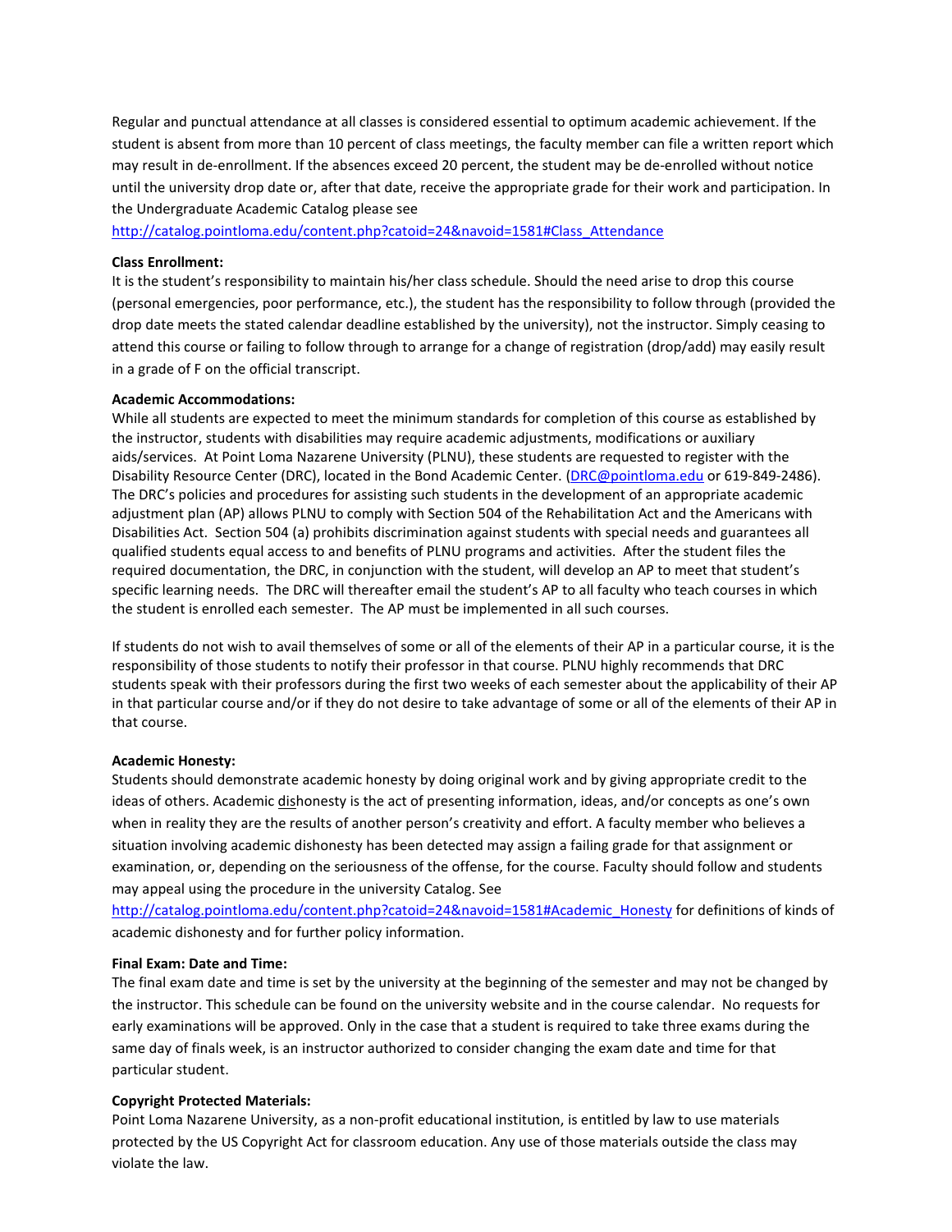Regular and punctual attendance at all classes is considered essential to optimum academic achievement. If the student is absent from more than 10 percent of class meetings, the faculty member can file a written report which may result in de-enrollment. If the absences exceed 20 percent, the student may be de-enrolled without notice until the university drop date or, after that date, receive the appropriate grade for their work and participation. In the Undergraduate Academic Catalog please see http://catalog.pointloma.edu/content.php?catoid=24&navoid=1581#Class_Attendance

**Class Enrollment:**
It is the student's responsibility to maintain his/her class schedule. Should the need arise to drop this course (personal emergencies, poor performance, etc.), the student has the responsibility to follow through (provided the drop date meets the stated calendar deadline established by the university), not the instructor. Simply ceasing to attend this course or failing to follow through to arrange for a change of registration (drop/add) may easily result in a grade of F on the official transcript.

**Academic Accommodations:**
While all students are expected to meet the minimum standards for completion of this course as established by the instructor, students with disabilities may require academic adjustments, modifications or auxiliary aids/services. At Point Loma Nazarene University (PLNU), these students are requested to register with the Disability Resource Center (DRC), located in the Bond Academic Center. (DRC@pointloma.edu or 619-849-2486). The DRC's policies and procedures for assisting such students in the development of an appropriate academic adjustment plan (AP) allows PLNU to comply with Section 504 of the Rehabilitation Act and the Americans with Disabilities Act. Section 504 (a) prohibits discrimination against students with special needs and guarantees all qualified students equal access to and benefits of PLNU programs and activities. After the student files the required documentation, the DRC, in conjunction with the student, will develop an AP to meet that student's specific learning needs. The DRC will thereafter email the student's AP to all faculty who teach courses in which the student is enrolled each semester. The AP must be implemented in all such courses.

If students do not wish to avail themselves of some or all of the elements of their AP in a particular course, it is the responsibility of those students to notify their professor in that course. PLNU highly recommends that DRC students speak with their professors during the first two weeks of each semester about the applicability of their AP in that particular course and/or if they do not desire to take advantage of some or all of the elements of their AP in that course.

**Academic Honesty:**
Students should demonstrate academic honesty by doing original work and by giving appropriate credit to the ideas of others. Academic <u>dis</u>honesty is the act of presenting information, ideas, and/or concepts as one's own when in reality they are the results of another person's creativity and effort. A faculty member who believes a situation involving academic dishonesty has been detected may assign a failing grade for that assignment or examination, or, depending on the seriousness of the offense, for the course. Faculty should follow and students may appeal using the procedure in the university Catalog. See http://catalog.pointloma.edu/content.php?catoid=24&navoid=1581#Academic_Honesty for definitions of kinds of academic dishonesty and for further policy information.

**Final Exam: Date and Time:**
The final exam date and time is set by the university at the beginning of the semester and may not be changed by the instructor. This schedule can be found on the university website and in the course calendar. No requests for early examinations will be approved. Only in the case that a student is required to take three exams during the same day of finals week, is an instructor authorized to consider changing the exam date and time for that particular student.

**Copyright Protected Materials:**
Point Loma Nazarene University, as a non-profit educational institution, is entitled by law to use materials protected by the US Copyright Act for classroom education. Any use of those materials outside the class may violate the law.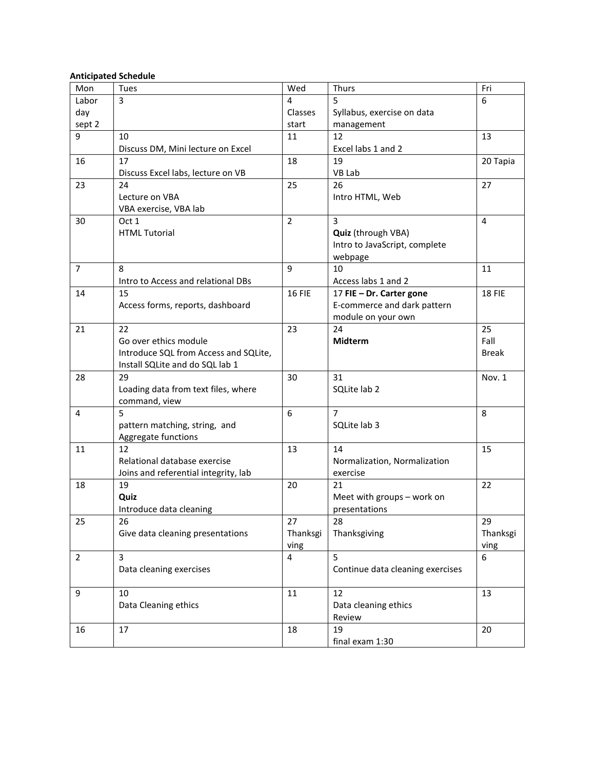**Anticipated Schedule**

| Mon | Tues | Wed | Thurs | Fri |
|---|---|---|---|---|
| Labor day sept 2 | 3 | 4 Classes start | 5 Syllabus, exercise on data management | 6 |
| 9 | 10 Discuss DM, Mini lecture on Excel | 11 | 12 Excel labs 1 and 2 | 13 |
| 16 | 17 Discuss Excel labs, lecture on VB | 18 | 19 VB Lab | 20 Tapia |
| 23 | 24 Lecture on VBA VBA exercise, VBA lab | 25 | 26 Intro HTML, Web | 27 |
| 30 | Oct 1 HTML Tutorial | 2 | 3 **Quiz** (through VBA) Intro to JavaScript, complete webpage | 4 |
| 7 | 8 Intro to Access and relational DBs | 9 | 10 Access labs 1 and 2 | 11 |
| 14 | 15 Access forms, reports, dashboard | 16 FIE | 17 **FIE – Dr. Carter gone** E-commerce and dark pattern module on your own | 18 FIE |
| 21 | 22 Go over ethics module Introduce SQL from Access and SQLite, Install SQLite and do SQL lab 1 | 23 | 24 **Midterm** | 25 Fall Break |
| 28 | 29 Loading data from text files, where command, view | 30 | 31 SQLite lab 2 | Nov. 1 |
| 4 | 5 pattern matching, string, and Aggregate functions | 6 | 7 SQLite lab 3 | 8 |
| 11 | 12 Relational database exercise Joins and referential integrity, lab | 13 | 14 Normalization, Normalization exercise | 15 |
| 18 | 19 **Quiz** Introduce data cleaning | 20 | 21 Meet with groups – work on presentations | 22 |
| 25 | 26 Give data cleaning presentations | 27 Thanksgiving | 28 Thanksgiving | 29 Thanksgiving |
| 2 | 3 Data cleaning exercises | 4 | 5 Continue data cleaning exercises | 6 |
| 9 | 10 Data Cleaning ethics | 11 | 12 Data cleaning ethics Review | 13 |
| 16 | 17 | 18 | 19 final exam 1:30 | 20 |